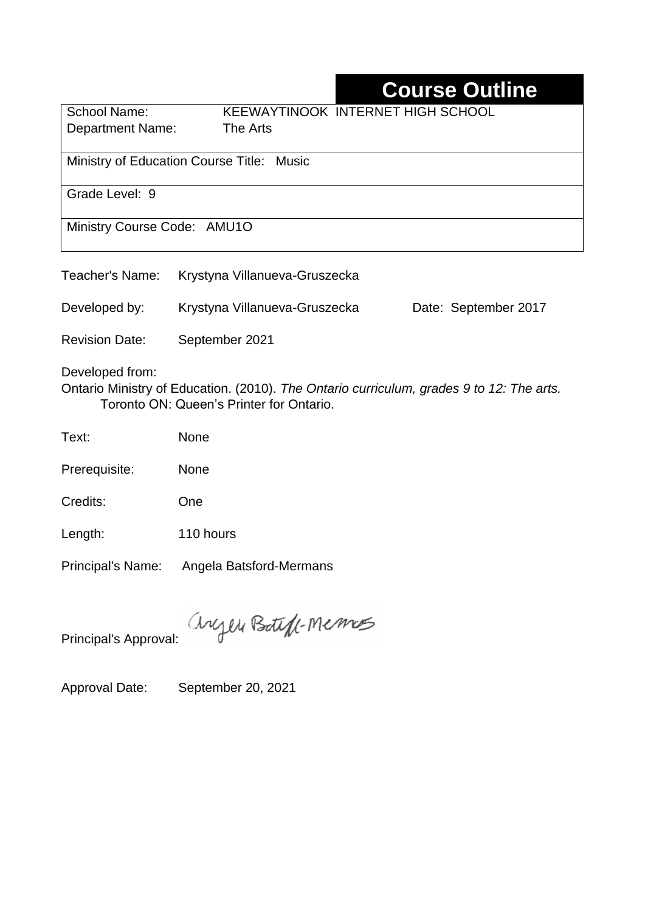# Course Outline

| | |
|---|---|
| School Name: Department Name: | KEEWAYTINOOK INTERNET HIGH SCHOOL The Arts |
| Ministry of Education Course Title: Music | |
| Grade Level: 9 | |
| Ministry Course Code: AMU1O | |

Teacher's Name: Krystyna Villanueva-Gruszecka

Developed by: Krystyna Villanueva-Gruszecka Date: September 2017

Revision Date: September 2021

Developed from:
Ontario Ministry of Education. (2010). *The Ontario curriculum, grades 9 to 12: The arts.* Toronto ON: Queen's Printer for Ontario.

Text: None

Prerequisite: None

Credits: One

Length: 110 hours

Principal's Name: Angela Batsford-Mermans

Principal's Approval: Angela Batsford-Mermans

Approval Date: September 20, 2021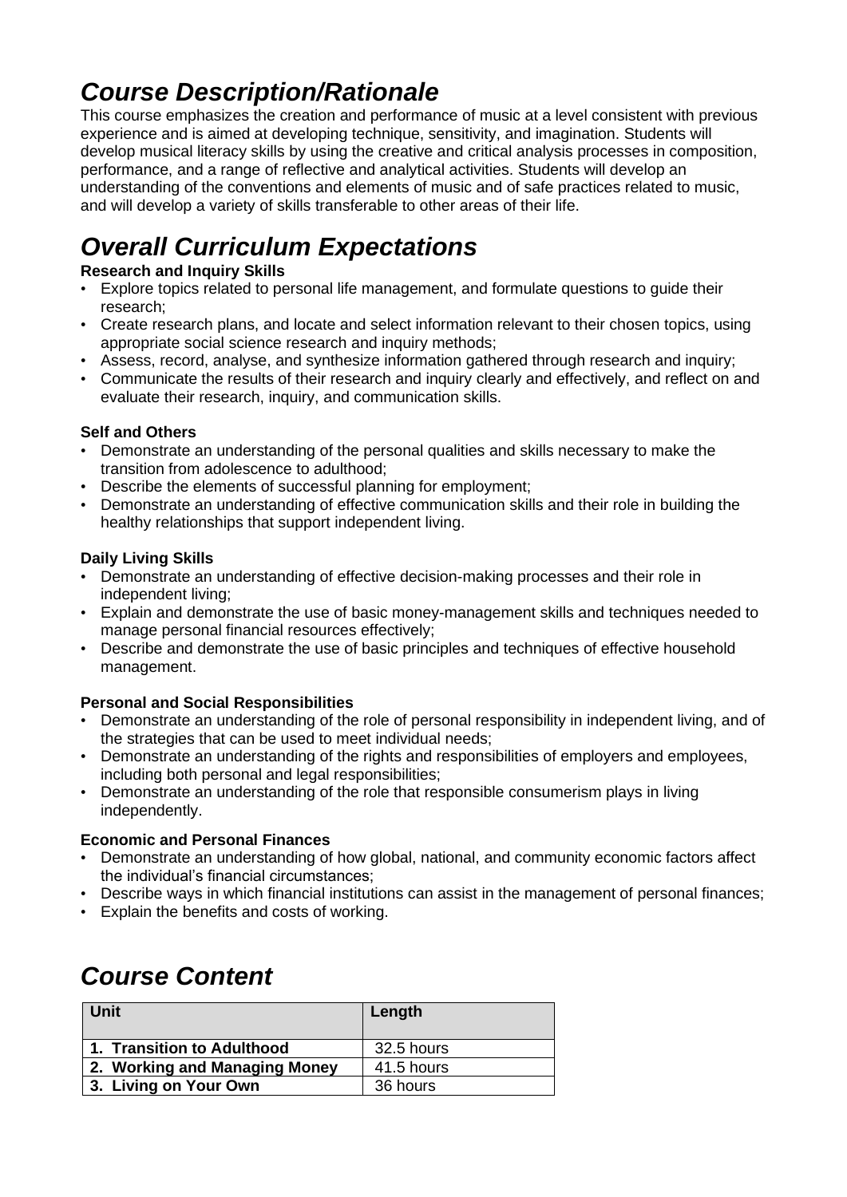## *Course Description/Rationale*

This course emphasizes the creation and performance of music at a level consistent with previous experience and is aimed at developing technique, sensitivity, and imagination. Students will develop musical literacy skills by using the creative and critical analysis processes in composition, performance, and a range of reflective and analytical activities. Students will develop an understanding of the conventions and elements of music and of safe practices related to music, and will develop a variety of skills transferable to other areas of their life.

## *Overall Curriculum Expectations*

**Research and Inquiry Skills**

- Explore topics related to personal life management, and formulate questions to guide their research;
- Create research plans, and locate and select information relevant to their chosen topics, using appropriate social science research and inquiry methods;
- Assess, record, analyse, and synthesize information gathered through research and inquiry;
- Communicate the results of their research and inquiry clearly and effectively, and reflect on and evaluate their research, inquiry, and communication skills.

**Self and Others**

- Demonstrate an understanding of the personal qualities and skills necessary to make the transition from adolescence to adulthood;
- Describe the elements of successful planning for employment;
- Demonstrate an understanding of effective communication skills and their role in building the healthy relationships that support independent living.

**Daily Living Skills**

- Demonstrate an understanding of effective decision-making processes and their role in independent living;
- Explain and demonstrate the use of basic money-management skills and techniques needed to manage personal financial resources effectively;
- Describe and demonstrate the use of basic principles and techniques of effective household management.

**Personal and Social Responsibilities**

- Demonstrate an understanding of the role of personal responsibility in independent living, and of the strategies that can be used to meet individual needs;
- Demonstrate an understanding of the rights and responsibilities of employers and employees, including both personal and legal responsibilities;
- Demonstrate an understanding of the role that responsible consumerism plays in living independently.

**Economic and Personal Finances**

- Demonstrate an understanding of how global, national, and community economic factors affect the individual's financial circumstances;
- Describe ways in which financial institutions can assist in the management of personal finances;
- Explain the benefits and costs of working.

## *Course Content*

| Unit | Length |
|---|---|
| **1. Transition to Adulthood** | 32.5 hours |
| **2. Working and Managing Money** | 41.5 hours |
| **3. Living on Your Own** | 36 hours |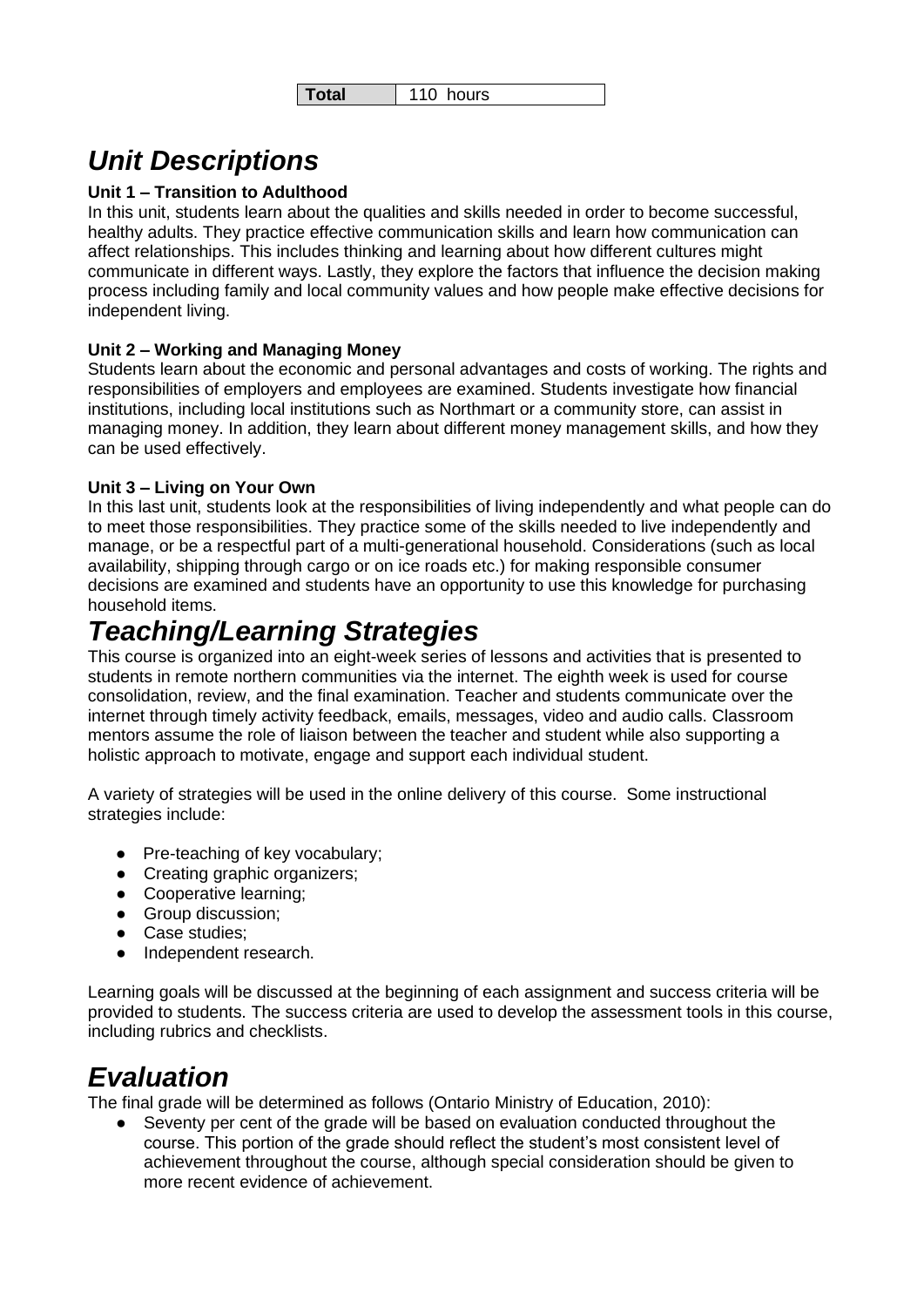| **Total** | 110 hours |
|---|---|

# *Unit Descriptions*

**Unit 1 – Transition to Adulthood**

In this unit, students learn about the qualities and skills needed in order to become successful, healthy adults. They practice effective communication skills and learn how communication can affect relationships. This includes thinking and learning about how different cultures might communicate in different ways. Lastly, they explore the factors that influence the decision making process including family and local community values and how people make effective decisions for independent living.

**Unit 2 – Working and Managing Money**

Students learn about the economic and personal advantages and costs of working. The rights and responsibilities of employers and employees are examined. Students investigate how financial institutions, including local institutions such as Northmart or a community store, can assist in managing money. In addition, they learn about different money management skills, and how they can be used effectively.

**Unit 3 – Living on Your Own**

In this last unit, students look at the responsibilities of living independently and what people can do to meet those responsibilities. They practice some of the skills needed to live independently and manage, or be a respectful part of a multi-generational household. Considerations (such as local availability, shipping through cargo or on ice roads etc.) for making responsible consumer decisions are examined and students have an opportunity to use this knowledge for purchasing household items.

# *Teaching/Learning Strategies*

This course is organized into an eight-week series of lessons and activities that is presented to students in remote northern communities via the internet. The eighth week is used for course consolidation, review, and the final examination. Teacher and students communicate over the internet through timely activity feedback, emails, messages, video and audio calls. Classroom mentors assume the role of liaison between the teacher and student while also supporting a holistic approach to motivate, engage and support each individual student.

A variety of strategies will be used in the online delivery of this course. Some instructional strategies include:

- Pre-teaching of key vocabulary;
- Creating graphic organizers;
- Cooperative learning;
- Group discussion;
- Case studies;
- Independent research.

Learning goals will be discussed at the beginning of each assignment and success criteria will be provided to students. The success criteria are used to develop the assessment tools in this course, including rubrics and checklists.

# *Evaluation*

The final grade will be determined as follows (Ontario Ministry of Education, 2010):

- Seventy per cent of the grade will be based on evaluation conducted throughout the course. This portion of the grade should reflect the student's most consistent level of achievement throughout the course, although special consideration should be given to more recent evidence of achievement.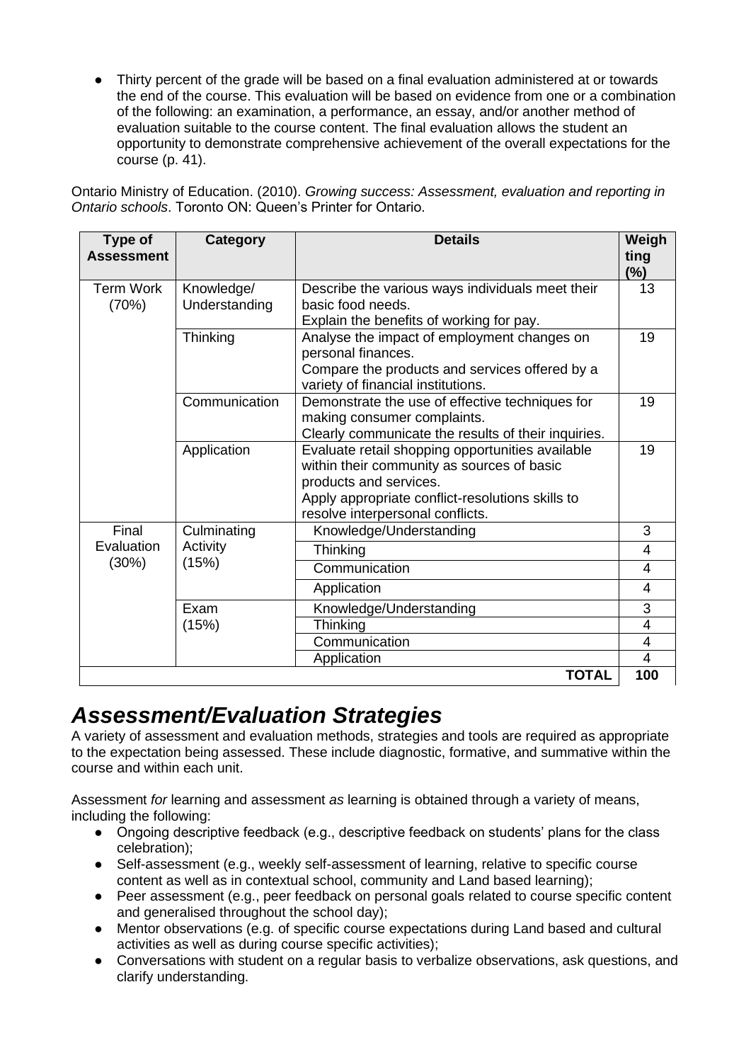- Thirty percent of the grade will be based on a final evaluation administered at or towards the end of the course. This evaluation will be based on evidence from one or a combination of the following: an examination, a performance, an essay, and/or another method of evaluation suitable to the course content. The final evaluation allows the student an opportunity to demonstrate comprehensive achievement of the overall expectations for the course (p. 41).

Ontario Ministry of Education. (2010). *Growing success: Assessment, evaluation and reporting in Ontario schools*. Toronto ON: Queen's Printer for Ontario.

| Type of Assessment | Category | Details | Weighting (%) |
|---|---|---|---|
| Term Work (70%) | Knowledge/ Understanding | Describe the various ways individuals meet their basic food needs. Explain the benefits of working for pay. | 13 |
| | Thinking | Analyse the impact of employment changes on personal finances. Compare the products and services offered by a variety of financial institutions. | 19 |
| | Communication | Demonstrate the use of effective techniques for making consumer complaints. Clearly communicate the results of their inquiries. | 19 |
| | Application | Evaluate retail shopping opportunities available within their community as sources of basic products and services. Apply appropriate conflict-resolutions skills to resolve interpersonal conflicts. | 19 |
| Final Evaluation (30%) | Culminating Activity (15%) | Knowledge/Understanding | 3 |
| | | Thinking | 4 |
| | | Communication | 4 |
| | | Application | 4 |
| | Exam (15%) | Knowledge/Understanding | 3 |
| | | Thinking | 4 |
| | | Communication | 4 |
| | | Application | 4 |
| | | **TOTAL** | **100** |

## *Assessment/Evaluation Strategies*

A variety of assessment and evaluation methods, strategies and tools are required as appropriate to the expectation being assessed. These include diagnostic, formative, and summative within the course and within each unit.

Assessment *for* learning and assessment *as* learning is obtained through a variety of means, including the following:

- Ongoing descriptive feedback (e.g., descriptive feedback on students' plans for the class celebration);
- Self-assessment (e.g., weekly self-assessment of learning, relative to specific course content as well as in contextual school, community and Land based learning);
- Peer assessment (e.g., peer feedback on personal goals related to course specific content and generalised throughout the school day);
- Mentor observations (e.g. of specific course expectations during Land based and cultural activities as well as during course specific activities);
- Conversations with student on a regular basis to verbalize observations, ask questions, and clarify understanding.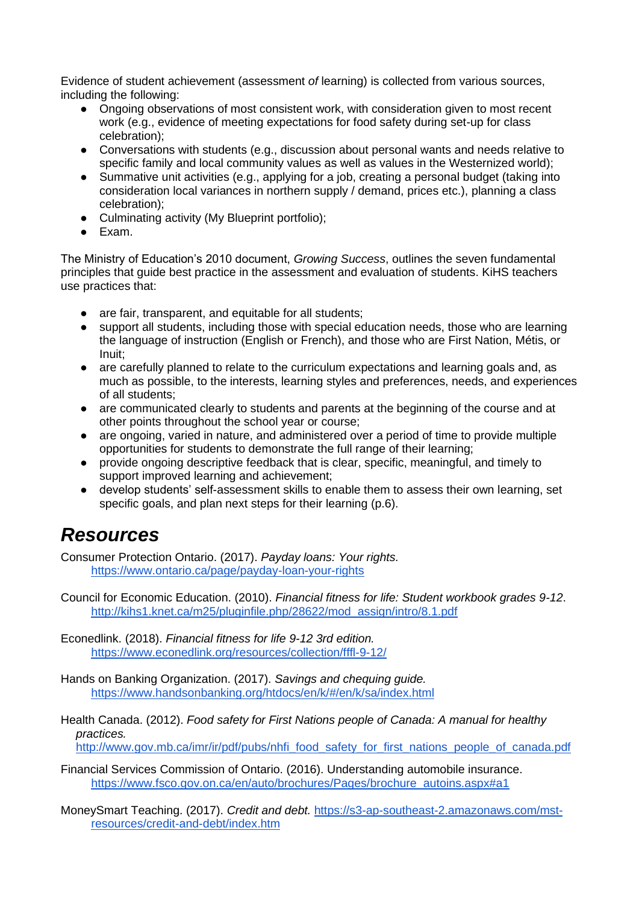Evidence of student achievement (assessment *of* learning) is collected from various sources, including the following:

- Ongoing observations of most consistent work, with consideration given to most recent work (e.g., evidence of meeting expectations for food safety during set-up for class celebration);
- Conversations with students (e.g., discussion about personal wants and needs relative to specific family and local community values as well as values in the Westernized world);
- Summative unit activities (e.g., applying for a job, creating a personal budget (taking into consideration local variances in northern supply / demand, prices etc.), planning a class celebration);
- Culminating activity (My Blueprint portfolio);
- Exam.

The Ministry of Education's 2010 document, *Growing Success*, outlines the seven fundamental principles that guide best practice in the assessment and evaluation of students. KiHS teachers use practices that:

- are fair, transparent, and equitable for all students;
- support all students, including those with special education needs, those who are learning the language of instruction (English or French), and those who are First Nation, Métis, or Inuit;
- are carefully planned to relate to the curriculum expectations and learning goals and, as much as possible, to the interests, learning styles and preferences, needs, and experiences of all students;
- are communicated clearly to students and parents at the beginning of the course and at other points throughout the school year or course;
- are ongoing, varied in nature, and administered over a period of time to provide multiple opportunities for students to demonstrate the full range of their learning;
- provide ongoing descriptive feedback that is clear, specific, meaningful, and timely to support improved learning and achievement;
- develop students' self-assessment skills to enable them to assess their own learning, set specific goals, and plan next steps for their learning (p.6).

## *Resources*

Consumer Protection Ontario. (2017). *Payday loans: Your rights.* https://www.ontario.ca/page/payday-loan-your-rights

Council for Economic Education. (2010). *Financial fitness for life: Student workbook grades 9-12*. http://kihs1.knet.ca/m25/pluginfile.php/28622/mod_assign/intro/8.1.pdf

Econedlink. (2018). *Financial fitness for life 9-12 3rd edition.* https://www.econedlink.org/resources/collection/fffl-9-12/

Hands on Banking Organization. (2017). *Savings and chequing guide.* https://www.handsonbanking.org/htdocs/en/k/#/en/k/sa/index.html

Health Canada. (2012). *Food safety for First Nations people of Canada: A manual for healthy practices.* http://www.gov.mb.ca/imr/ir/pdf/pubs/nhfi_food_safety_for_first_nations_people_of_canada.pdf

Financial Services Commission of Ontario. (2016). Understanding automobile insurance. https://www.fsco.gov.on.ca/en/auto/brochures/Pages/brochure_autoins.aspx#a1

MoneySmart Teaching. (2017). *Credit and debt.* https://s3-ap-southeast-2.amazonaws.com/mst-resources/credit-and-debt/index.htm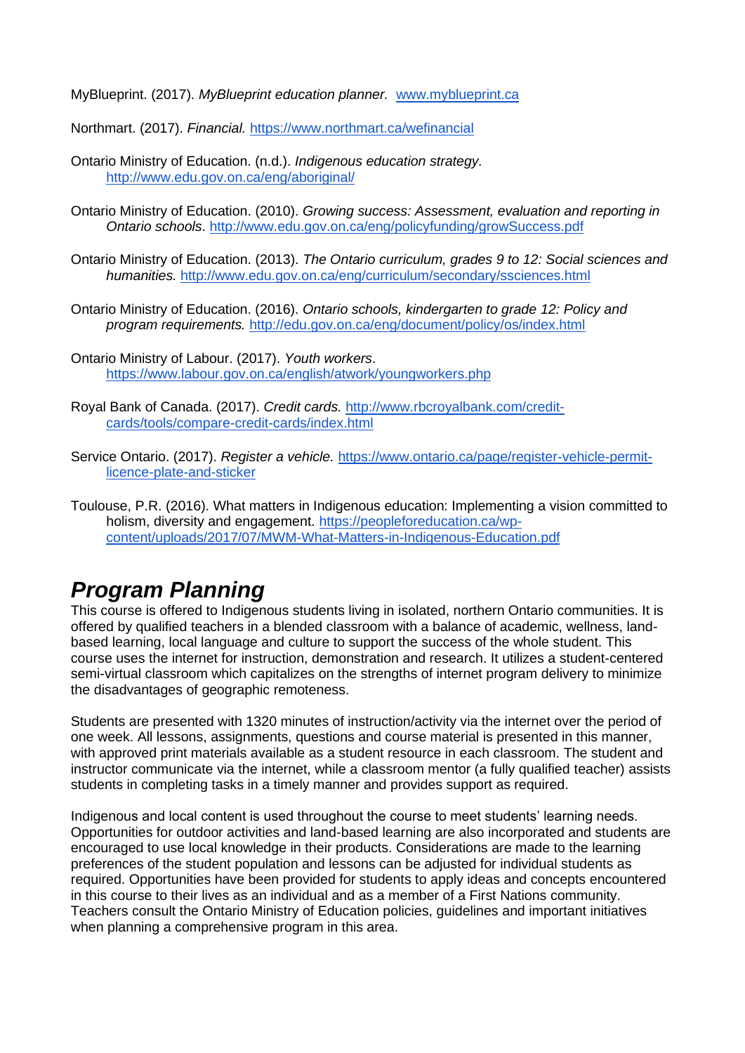MyBlueprint. (2017). *MyBlueprint education planner.* www.myblueprint.ca

Northmart. (2017). *Financial.* https://www.northmart.ca/wefinancial

Ontario Ministry of Education. (n.d.). *Indigenous education strategy.* http://www.edu.gov.on.ca/eng/aboriginal/

Ontario Ministry of Education. (2010). *Growing success: Assessment, evaluation and reporting in Ontario schools*. http://www.edu.gov.on.ca/eng/policyfunding/growSuccess.pdf

Ontario Ministry of Education. (2013). *The Ontario curriculum, grades 9 to 12: Social sciences and humanities.* http://www.edu.gov.on.ca/eng/curriculum/secondary/ssciences.html

Ontario Ministry of Education. (2016). *Ontario schools, kindergarten to grade 12: Policy and program requirements.* http://edu.gov.on.ca/eng/document/policy/os/index.html

Ontario Ministry of Labour. (2017). *Youth workers*. https://www.labour.gov.on.ca/english/atwork/youngworkers.php

Royal Bank of Canada. (2017). *Credit cards.* http://www.rbcroyalbank.com/credit-cards/tools/compare-credit-cards/index.html

Service Ontario. (2017). *Register a vehicle.* https://www.ontario.ca/page/register-vehicle-permit-licence-plate-and-sticker

Toulouse, P.R. (2016). What matters in Indigenous education: Implementing a vision committed to holism, diversity and engagement. https://peopleforeducation.ca/wp-content/uploads/2017/07/MWM-What-Matters-in-Indigenous-Education.pdf

# ***Program Planning***

This course is offered to Indigenous students living in isolated, northern Ontario communities. It is offered by qualified teachers in a blended classroom with a balance of academic, wellness, land-based learning, local language and culture to support the success of the whole student. This course uses the internet for instruction, demonstration and research. It utilizes a student-centered semi-virtual classroom which capitalizes on the strengths of internet program delivery to minimize the disadvantages of geographic remoteness.

Students are presented with 1320 minutes of instruction/activity via the internet over the period of one week. All lessons, assignments, questions and course material is presented in this manner, with approved print materials available as a student resource in each classroom. The student and instructor communicate via the internet, while a classroom mentor (a fully qualified teacher) assists students in completing tasks in a timely manner and provides support as required.

Indigenous and local content is used throughout the course to meet students' learning needs. Opportunities for outdoor activities and land-based learning are also incorporated and students are encouraged to use local knowledge in their products. Considerations are made to the learning preferences of the student population and lessons can be adjusted for individual students as required. Opportunities have been provided for students to apply ideas and concepts encountered in this course to their lives as an individual and as a member of a First Nations community. Teachers consult the Ontario Ministry of Education policies, guidelines and important initiatives when planning a comprehensive program in this area.